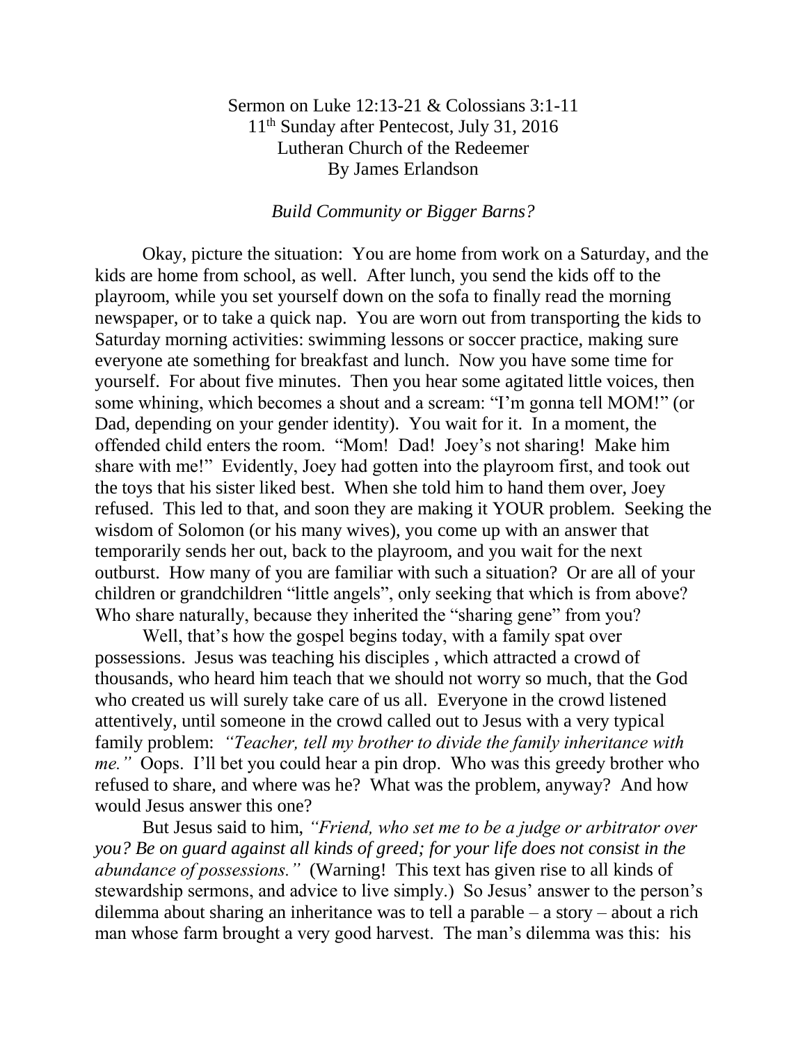Sermon on Luke 12:13-21 & Colossians 3:1-11
11th Sunday after Pentecost, July 31, 2016
Lutheran Church of the Redeemer
By James Erlandson

*Build Community or Bigger Barns?*

Okay, picture the situation: You are home from work on a Saturday, and the kids are home from school, as well. After lunch, you send the kids off to the playroom, while you set yourself down on the sofa to finally read the morning newspaper, or to take a quick nap. You are worn out from transporting the kids to Saturday morning activities: swimming lessons or soccer practice, making sure everyone ate something for breakfast and lunch. Now you have some time for yourself. For about five minutes. Then you hear some agitated little voices, then some whining, which becomes a shout and a scream: "I'm gonna tell MOM!" (or Dad, depending on your gender identity). You wait for it. In a moment, the offended child enters the room. "Mom! Dad! Joey's not sharing! Make him share with me!" Evidently, Joey had gotten into the playroom first, and took out the toys that his sister liked best. When she told him to hand them over, Joey refused. This led to that, and soon they are making it YOUR problem. Seeking the wisdom of Solomon (or his many wives), you come up with an answer that temporarily sends her out, back to the playroom, and you wait for the next outburst. How many of you are familiar with such a situation? Or are all of your children or grandchildren "little angels", only seeking that which is from above? Who share naturally, because they inherited the "sharing gene" from you?

Well, that's how the gospel begins today, with a family spat over possessions. Jesus was teaching his disciples , which attracted a crowd of thousands, who heard him teach that we should not worry so much, that the God who created us will surely take care of us all. Everyone in the crowd listened attentively, until someone in the crowd called out to Jesus with a very typical family problem: *"Teacher, tell my brother to divide the family inheritance with me."* Oops. I'll bet you could hear a pin drop. Who was this greedy brother who refused to share, and where was he? What was the problem, anyway? And how would Jesus answer this one?

But Jesus said to him, *"Friend, who set me to be a judge or arbitrator over you? Be on guard against all kinds of greed; for your life does not consist in the abundance of possessions."* (Warning! This text has given rise to all kinds of stewardship sermons, and advice to live simply.) So Jesus' answer to the person's dilemma about sharing an inheritance was to tell a parable – a story – about a rich man whose farm brought a very good harvest. The man's dilemma was this: his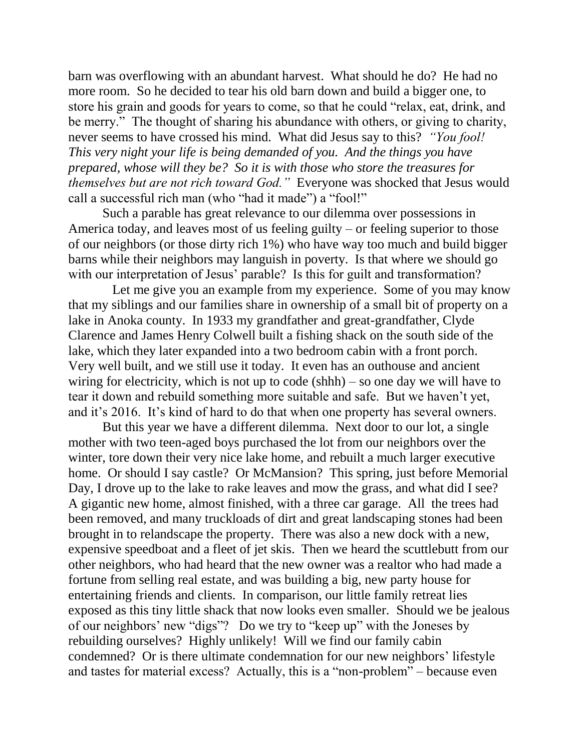barn was overflowing with an abundant harvest. What should he do? He had no more room. So he decided to tear his old barn down and build a bigger one, to store his grain and goods for years to come, so that he could "relax, eat, drink, and be merry." The thought of sharing his abundance with others, or giving to charity, never seems to have crossed his mind. What did Jesus say to this? *"You fool! This very night your life is being demanded of you. And the things you have prepared, whose will they be? So it is with those who store the treasures for themselves but are not rich toward God."* Everyone was shocked that Jesus would call a successful rich man (who "had it made") a "fool!"

Such a parable has great relevance to our dilemma over possessions in America today, and leaves most of us feeling guilty – or feeling superior to those of our neighbors (or those dirty rich 1%) who have way too much and build bigger barns while their neighbors may languish in poverty. Is that where we should go with our interpretation of Jesus' parable? Is this for guilt and transformation?

Let me give you an example from my experience. Some of you may know that my siblings and our families share in ownership of a small bit of property on a lake in Anoka county. In 1933 my grandfather and great-grandfather, Clyde Clarence and James Henry Colwell built a fishing shack on the south side of the lake, which they later expanded into a two bedroom cabin with a front porch. Very well built, and we still use it today. It even has an outhouse and ancient wiring for electricity, which is not up to code (shhh) – so one day we will have to tear it down and rebuild something more suitable and safe. But we haven't yet, and it's 2016. It's kind of hard to do that when one property has several owners.

But this year we have a different dilemma. Next door to our lot, a single mother with two teen-aged boys purchased the lot from our neighbors over the winter, tore down their very nice lake home, and rebuilt a much larger executive home. Or should I say castle? Or McMansion? This spring, just before Memorial Day, I drove up to the lake to rake leaves and mow the grass, and what did I see? A gigantic new home, almost finished, with a three car garage. All the trees had been removed, and many truckloads of dirt and great landscaping stones had been brought in to relandscape the property. There was also a new dock with a new, expensive speedboat and a fleet of jet skis. Then we heard the scuttlebutt from our other neighbors, who had heard that the new owner was a realtor who had made a fortune from selling real estate, and was building a big, new party house for entertaining friends and clients. In comparison, our little family retreat lies exposed as this tiny little shack that now looks even smaller. Should we be jealous of our neighbors' new "digs"? Do we try to "keep up" with the Joneses by rebuilding ourselves? Highly unlikely! Will we find our family cabin condemned? Or is there ultimate condemnation for our new neighbors' lifestyle and tastes for material excess? Actually, this is a "non-problem" – because even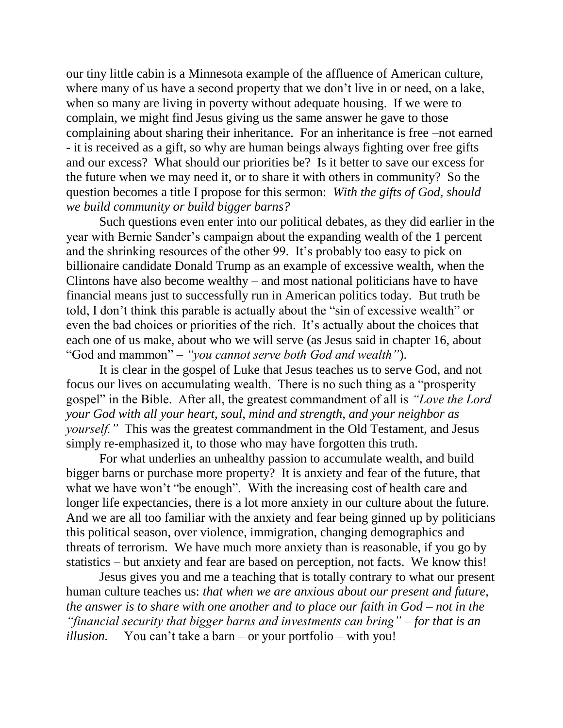our tiny little cabin is a Minnesota example of the affluence of American culture, where many of us have a second property that we don't live in or need, on a lake, when so many are living in poverty without adequate housing. If we were to complain, we might find Jesus giving us the same answer he gave to those complaining about sharing their inheritance. For an inheritance is free –not earned - it is received as a gift, so why are human beings always fighting over free gifts and our excess? What should our priorities be? Is it better to save our excess for the future when we may need it, or to share it with others in community? So the question becomes a title I propose for this sermon: *With the gifts of God, should we build community or build bigger barns?*

Such questions even enter into our political debates, as they did earlier in the year with Bernie Sander's campaign about the expanding wealth of the 1 percent and the shrinking resources of the other 99. It's probably too easy to pick on billionaire candidate Donald Trump as an example of excessive wealth, when the Clintons have also become wealthy – and most national politicians have to have financial means just to successfully run in American politics today. But truth be told, I don't think this parable is actually about the "sin of excessive wealth" or even the bad choices or priorities of the rich. It's actually about the choices that each one of us make, about who we will serve (as Jesus said in chapter 16, about "God and mammon" – *"you cannot serve both God and wealth"*).

It is clear in the gospel of Luke that Jesus teaches us to serve God, and not focus our lives on accumulating wealth. There is no such thing as a "prosperity gospel" in the Bible. After all, the greatest commandment of all is *"Love the Lord your God with all your heart, soul, mind and strength, and your neighbor as yourself."* This was the greatest commandment in the Old Testament, and Jesus simply re-emphasized it, to those who may have forgotten this truth.

For what underlies an unhealthy passion to accumulate wealth, and build bigger barns or purchase more property? It is anxiety and fear of the future, that what we have won't "be enough". With the increasing cost of health care and longer life expectancies, there is a lot more anxiety in our culture about the future. And we are all too familiar with the anxiety and fear being ginned up by politicians this political season, over violence, immigration, changing demographics and threats of terrorism. We have much more anxiety than is reasonable, if you go by statistics – but anxiety and fear are based on perception, not facts. We know this!

Jesus gives you and me a teaching that is totally contrary to what our present human culture teaches us: *that when we are anxious about our present and future, the answer is to share with one another and to place our faith in God – not in the "financial security that bigger barns and investments can bring" – for that is an illusion.* You can't take a barn – or your portfolio – with you!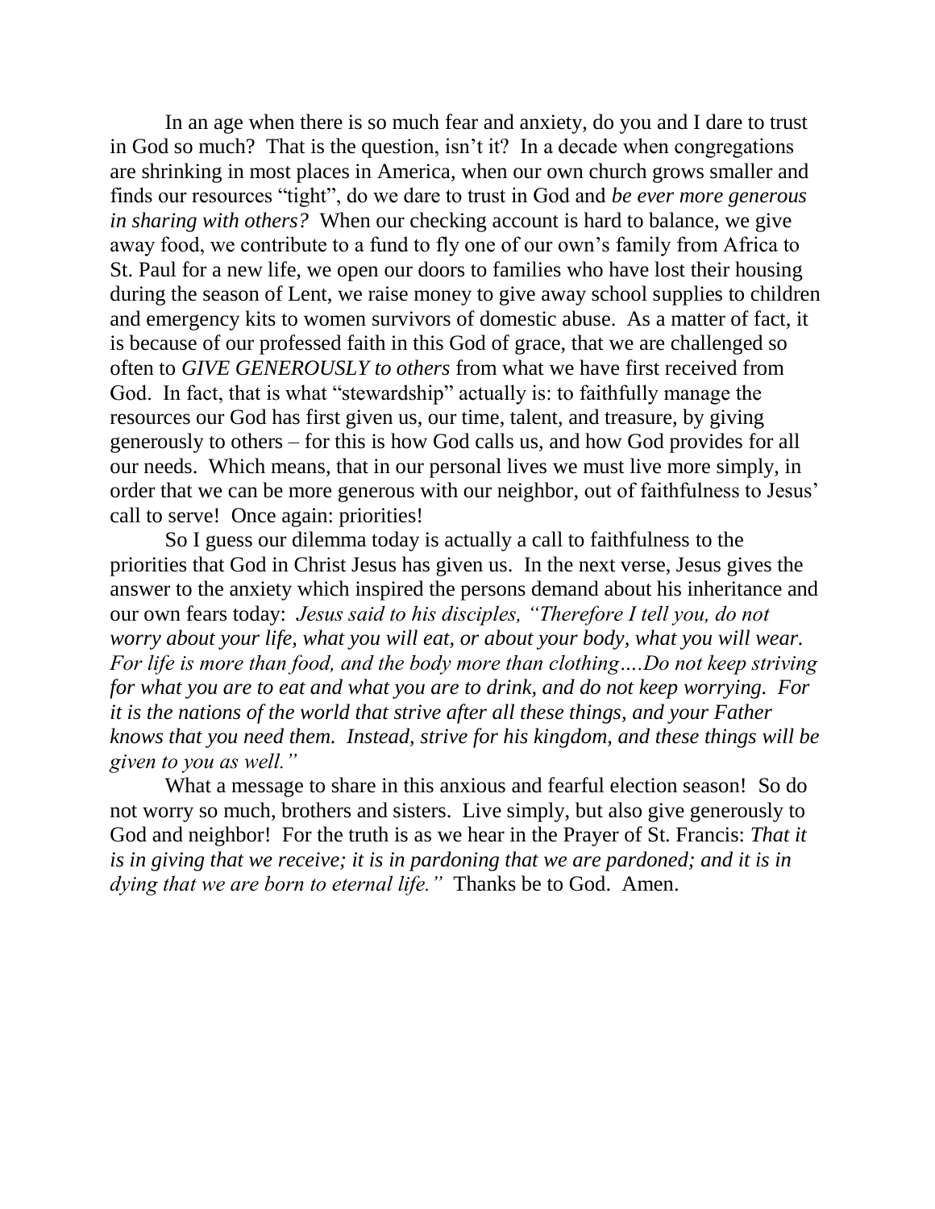In an age when there is so much fear and anxiety, do you and I dare to trust in God so much? That is the question, isn't it? In a decade when congregations are shrinking in most places in America, when our own church grows smaller and finds our resources "tight", do we dare to trust in God and *be ever more generous in sharing with others?* When our checking account is hard to balance, we give away food, we contribute to a fund to fly one of our own's family from Africa to St. Paul for a new life, we open our doors to families who have lost their housing during the season of Lent, we raise money to give away school supplies to children and emergency kits to women survivors of domestic abuse. As a matter of fact, it is because of our professed faith in this God of grace, that we are challenged so often to *GIVE GENEROUSLY to others* from what we have first received from God. In fact, that is what "stewardship" actually is: to faithfully manage the resources our God has first given us, our time, talent, and treasure, by giving generously to others – for this is how God calls us, and how God provides for all our needs. Which means, that in our personal lives we must live more simply, in order that we can be more generous with our neighbor, out of faithfulness to Jesus' call to serve! Once again: priorities!

So I guess our dilemma today is actually a call to faithfulness to the priorities that God in Christ Jesus has given us. In the next verse, Jesus gives the answer to the anxiety which inspired the persons demand about his inheritance and our own fears today: *Jesus said to his disciples, "Therefore I tell you, do not worry about your life, what you will eat, or about your body, what you will wear. For life is more than food, and the body more than clothing….Do not keep striving for what you are to eat and what you are to drink, and do not keep worrying. For it is the nations of the world that strive after all these things, and your Father knows that you need them. Instead, strive for his kingdom, and these things will be given to you as well."*

What a message to share in this anxious and fearful election season! So do not worry so much, brothers and sisters. Live simply, but also give generously to God and neighbor! For the truth is as we hear in the Prayer of St. Francis: *That it is in giving that we receive; it is in pardoning that we are pardoned; and it is in dying that we are born to eternal life."* Thanks be to God. Amen.